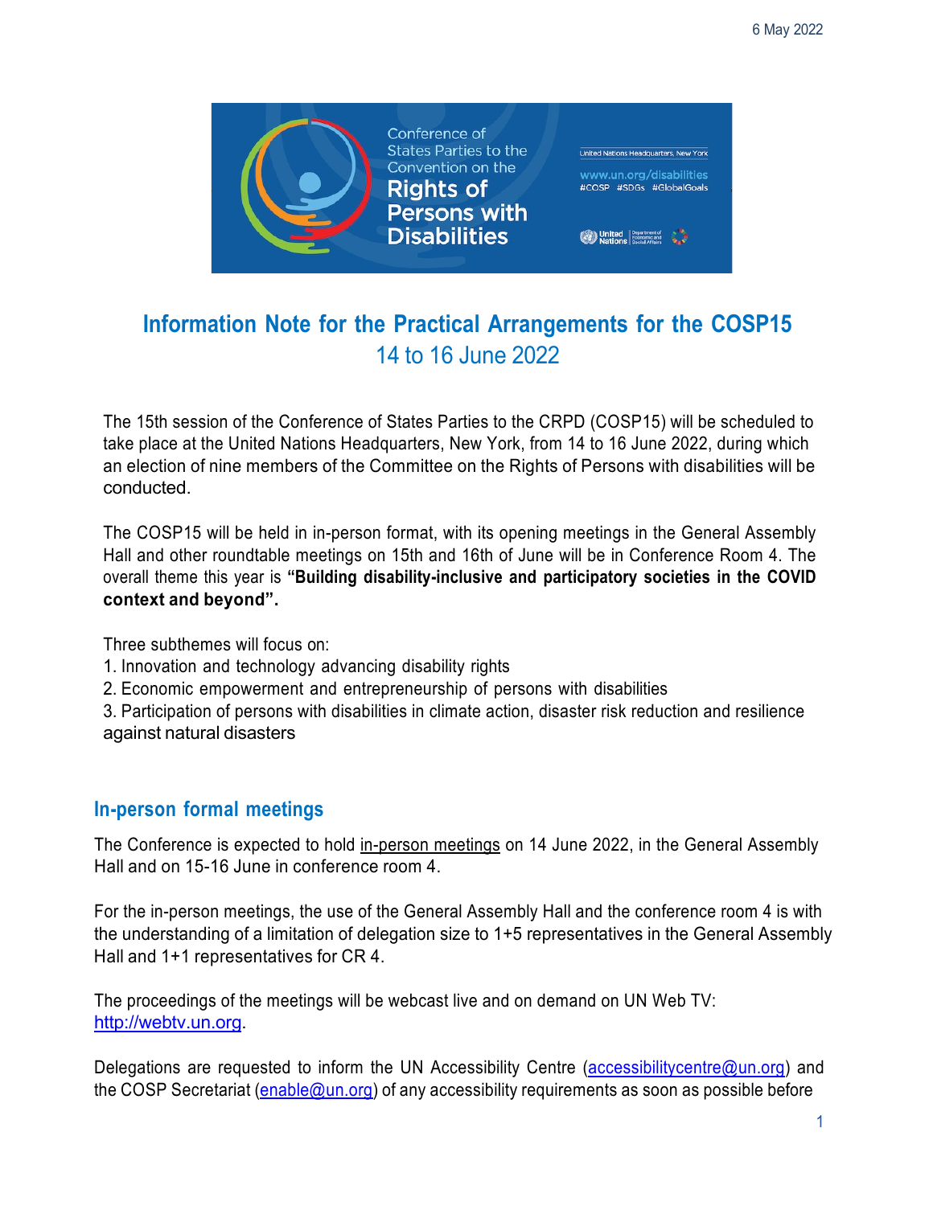6 May 2022

# Information Note for the Practical Arrangements for the COSP15

## 14 to 16 June 2022

The 15th session of the Conference of States Parties to the CRPD (COSP15) will be scheduled to take place at the United Nations Headquarters, New York, from 14 to 16 June 2022, during which an election of nine members of the Committee on the Rights of Persons with disabilities will be conducted.

The COSP15 will be held in in-person format, with its opening meetings in the General Assembly Hall and other roundtable meetings on 15th and 16th of June will be in Conference Room 4. The overall theme this year is **"Building disability-inclusive and participatory societies in the COVID context and beyond".**

Three subthemes will focus on:
1. Innovation and technology advancing disability rights
2. Economic empowerment and entrepreneurship of persons with disabilities
3. Participation of persons with disabilities in climate action, disaster risk reduction and resilience against natural disasters

## In-person formal meetings

The Conference is expected to hold in-person meetings on 14 June 2022, in the General Assembly Hall and on 15-16 June in conference room 4.

For the in-person meetings, the use of the General Assembly Hall and the conference room 4 is with the understanding of a limitation of delegation size to 1+5 representatives in the General Assembly Hall and 1+1 representatives for CR 4.

The proceedings of the meetings will be webcast live and on demand on UN Web TV: http://webtv.un.org.

Delegations are requested to inform the UN Accessibility Centre (accessibilitycentre@un.org) and the COSP Secretariat (enable@un.org) of any accessibility requirements as soon as possible before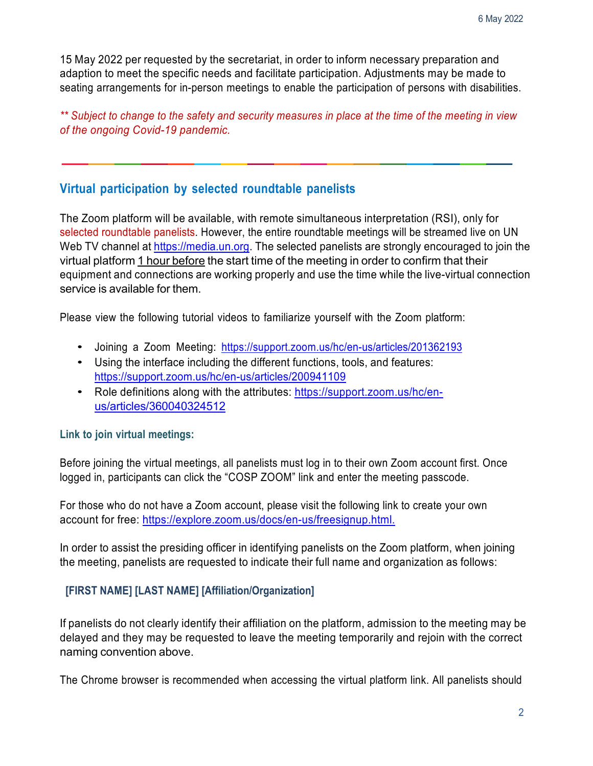15 May 2022 per requested by the secretariat, in order to inform necessary preparation and adaption to meet the specific needs and facilitate participation. Adjustments may be made to seating arrangements for in-person meetings to enable the participation of persons with disabilities.

*** Subject to change to the safety and security measures in place at the time of the meeting in view of the ongoing Covid-19 pandemic.*

---

## Virtual participation by selected roundtable panelists

The Zoom platform will be available, with remote simultaneous interpretation (RSI), only for selected roundtable panelists. However, the entire roundtable meetings will be streamed live on UN Web TV channel at https://media.un.org. The selected panelists are strongly encouraged to join the virtual platform 1 hour before the start time of the meeting in order to confirm that their equipment and connections are working properly and use the time while the live-virtual connection service is available for them.

Please view the following tutorial videos to familiarize yourself with the Zoom platform:

- Joining a Zoom Meeting: https://support.zoom.us/hc/en-us/articles/201362193
- Using the interface including the different functions, tools, and features: https://support.zoom.us/hc/en-us/articles/200941109
- Role definitions along with the attributes: https://support.zoom.us/hc/en-us/articles/360040324512

### Link to join virtual meetings:

Before joining the virtual meetings, all panelists must log in to their own Zoom account first. Once logged in, participants can click the "COSP ZOOM" link and enter the meeting passcode.

For those who do not have a Zoom account, please visit the following link to create your own account for free: https://explore.zoom.us/docs/en-us/freesignup.html.

In order to assist the presiding officer in identifying panelists on the Zoom platform, when joining the meeting, panelists are requested to indicate their full name and organization as follows:

**[FIRST NAME] [LAST NAME] [Affiliation/Organization]**

If panelists do not clearly identify their affiliation on the platform, admission to the meeting may be delayed and they may be requested to leave the meeting temporarily and rejoin with the correct naming convention above.

The Chrome browser is recommended when accessing the virtual platform link. All panelists should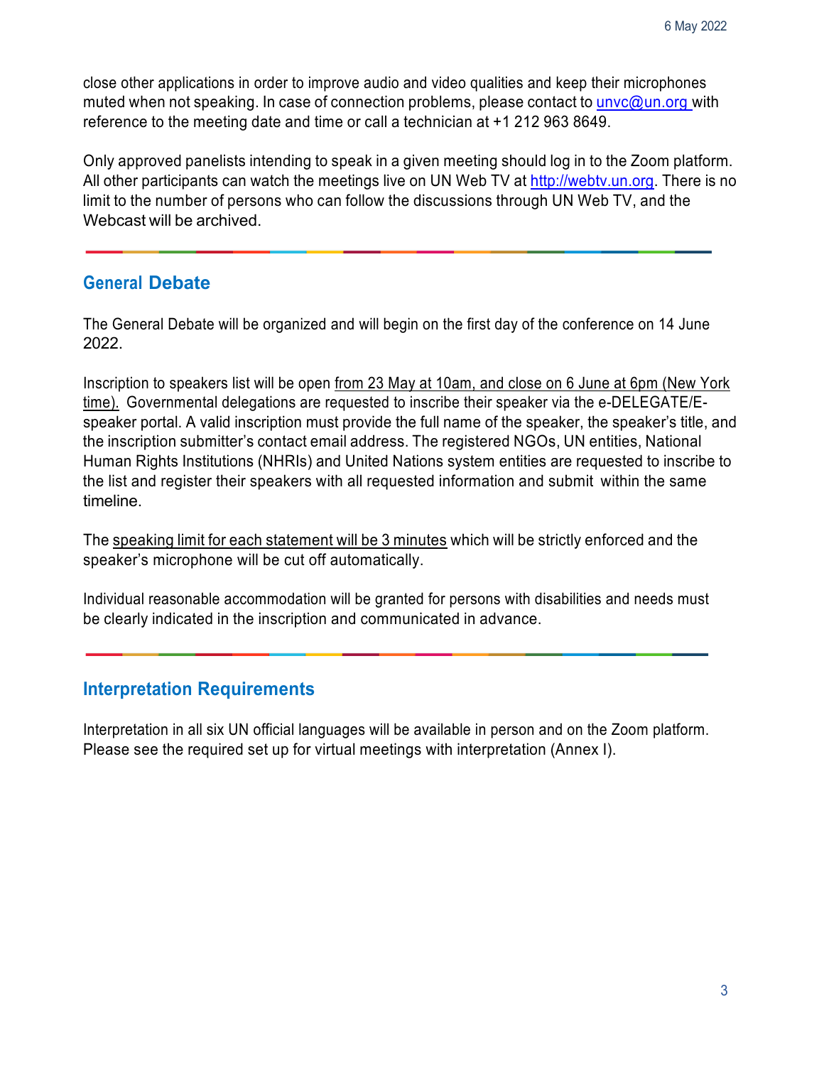close other applications in order to improve audio and video qualities and keep their microphones muted when not speaking. In case of connection problems, please contact to unvc@un.org with reference to the meeting date and time or call a technician at +1 212 963 8649.

Only approved panelists intending to speak in a given meeting should log in to the Zoom platform. All other participants can watch the meetings live on UN Web TV at http://webtv.un.org. There is no limit to the number of persons who can follow the discussions through UN Web TV, and the Webcast will be archived.

## General Debate

The General Debate will be organized and will begin on the first day of the conference on 14 June 2022.

Inscription to speakers list will be open from 23 May at 10am, and close on 6 June at 6pm (New York time). Governmental delegations are requested to inscribe their speaker via the e-DELEGATE/E-speaker portal. A valid inscription must provide the full name of the speaker, the speaker's title, and the inscription submitter's contact email address. The registered NGOs, UN entities, National Human Rights Institutions (NHRIs) and United Nations system entities are requested to inscribe to the list and register their speakers with all requested information and submit within the same timeline.

The speaking limit for each statement will be 3 minutes which will be strictly enforced and the speaker's microphone will be cut off automatically.

Individual reasonable accommodation will be granted for persons with disabilities and needs must be clearly indicated in the inscription and communicated in advance.

## Interpretation Requirements

Interpretation in all six UN official languages will be available in person and on the Zoom platform. Please see the required set up for virtual meetings with interpretation (Annex I).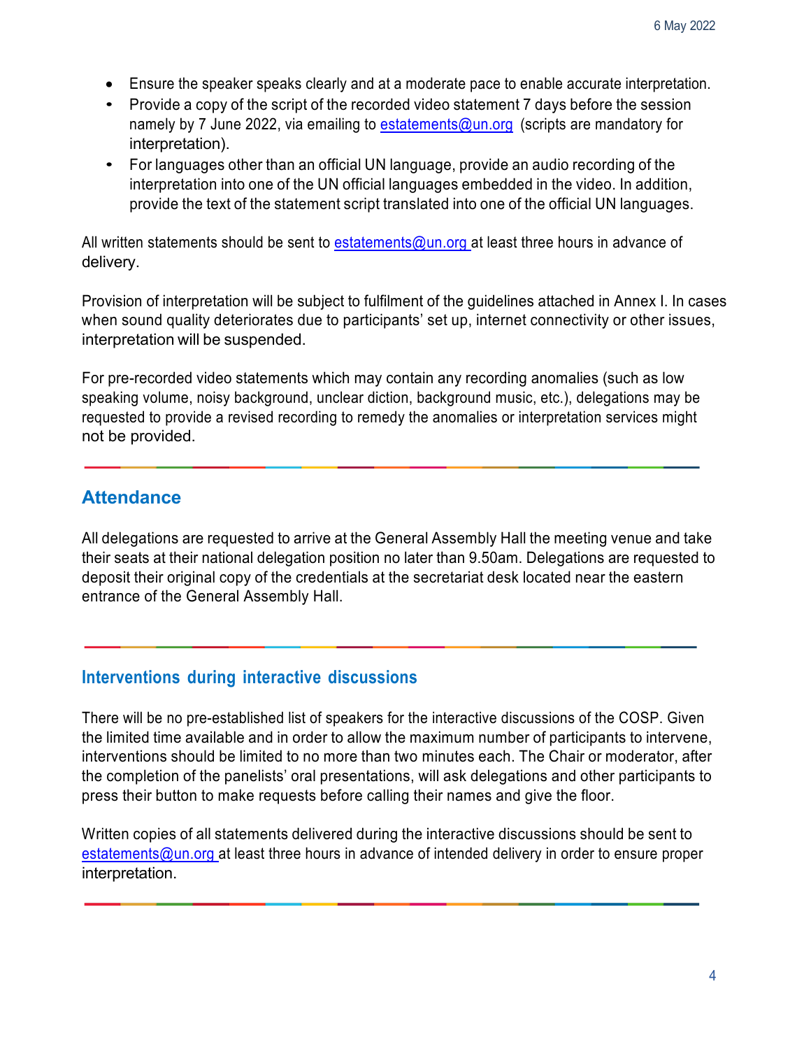- Ensure the speaker speaks clearly and at a moderate pace to enable accurate interpretation.
- Provide a copy of the script of the recorded video statement 7 days before the session namely by 7 June 2022, via emailing to estatements@un.org (scripts are mandatory for interpretation).
- For languages other than an official UN language, provide an audio recording of the interpretation into one of the UN official languages embedded in the video. In addition, provide the text of the statement script translated into one of the official UN languages.

All written statements should be sent to estatements@un.org at least three hours in advance of delivery.

Provision of interpretation will be subject to fulfilment of the guidelines attached in Annex I. In cases when sound quality deteriorates due to participants' set up, internet connectivity or other issues, interpretation will be suspended.

For pre-recorded video statements which may contain any recording anomalies (such as low speaking volume, noisy background, unclear diction, background music, etc.), delegations may be requested to provide a revised recording to remedy the anomalies or interpretation services might not be provided.

## Attendance

All delegations are requested to arrive at the General Assembly Hall the meeting venue and take their seats at their national delegation position no later than 9.50am. Delegations are requested to deposit their original copy of the credentials at the secretariat desk located near the eastern entrance of the General Assembly Hall.

## Interventions during interactive discussions

There will be no pre-established list of speakers for the interactive discussions of the COSP. Given the limited time available and in order to allow the maximum number of participants to intervene, interventions should be limited to no more than two minutes each. The Chair or moderator, after the completion of the panelists' oral presentations, will ask delegations and other participants to press their button to make requests before calling their names and give the floor.

Written copies of all statements delivered during the interactive discussions should be sent to estatements@un.org at least three hours in advance of intended delivery in order to ensure proper interpretation.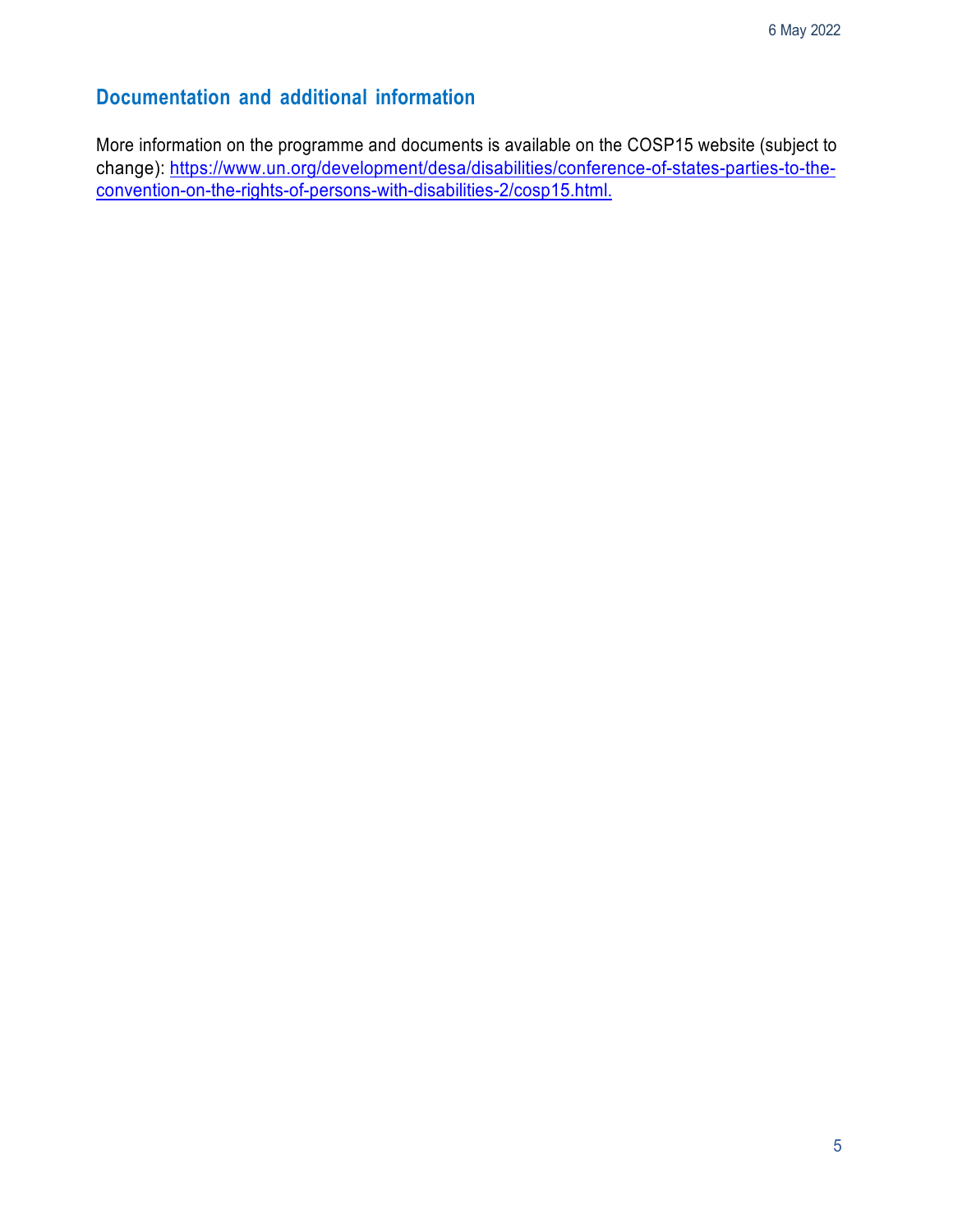## Documentation and additional information

More information on the programme and documents is available on the COSP15 website (subject to change): [https://www.un.org/development/desa/disabilities/conference-of-states-parties-to-the-convention-on-the-rights-of-persons-with-disabilities-2/cosp15.html.](https://www.un.org/development/desa/disabilities/conference-of-states-parties-to-the-convention-on-the-rights-of-persons-with-disabilities-2/cosp15.html)